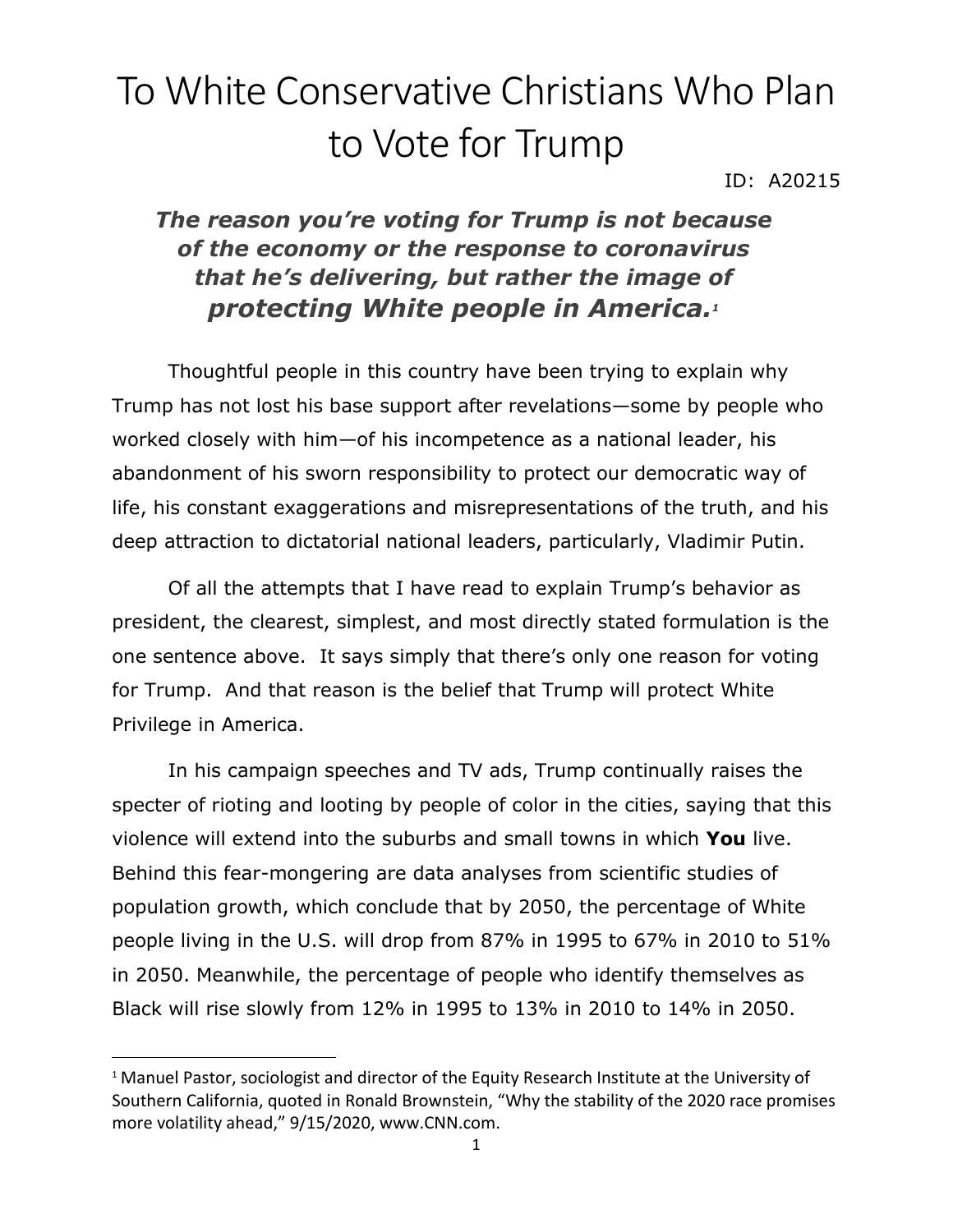# To White Conservative Christians Who Plan to Vote for Trump

ID: A20215

***The reason you're voting for Trump is not because of the economy or the response to coronavirus that he's delivering, but rather the image of protecting White people in America.***[1]

Thoughtful people in this country have been trying to explain why Trump has not lost his base support after revelations—some by people who worked closely with him—of his incompetence as a national leader, his abandonment of his sworn responsibility to protect our democratic way of life, his constant exaggerations and misrepresentations of the truth, and his deep attraction to dictatorial national leaders, particularly, Vladimir Putin.

Of all the attempts that I have read to explain Trump's behavior as president, the clearest, simplest, and most directly stated formulation is the one sentence above. It says simply that there's only one reason for voting for Trump. And that reason is the belief that Trump will protect White Privilege in America.

In his campaign speeches and TV ads, Trump continually raises the specter of rioting and looting by people of color in the cities, saying that this violence will extend into the suburbs and small towns in which **You** live. Behind this fear-mongering are data analyses from scientific studies of population growth, which conclude that by 2050, the percentage of White people living in the U.S. will drop from 87% in 1995 to 67% in 2010 to 51% in 2050. Meanwhile, the percentage of people who identify themselves as Black will rise slowly from 12% in 1995 to 13% in 2010 to 14% in 2050.

---

[1] Manuel Pastor, sociologist and director of the Equity Research Institute at the University of Southern California, quoted in Ronald Brownstein, "Why the stability of the 2020 race promises more volatility ahead," 9/15/2020, www.CNN.com.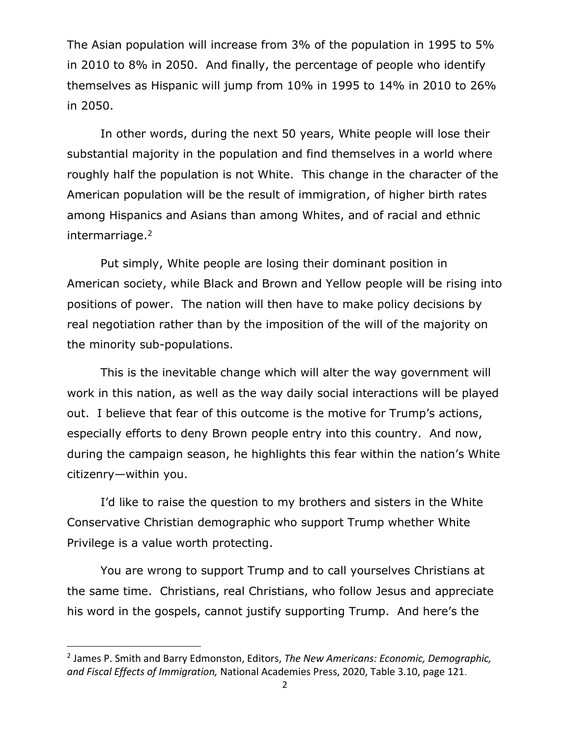The Asian population will increase from 3% of the population in 1995 to 5% in 2010 to 8% in 2050. And finally, the percentage of people who identify themselves as Hispanic will jump from 10% in 1995 to 14% in 2010 to 26% in 2050.

In other words, during the next 50 years, White people will lose their substantial majority in the population and find themselves in a world where roughly half the population is not White. This change in the character of the American population will be the result of immigration, of higher birth rates among Hispanics and Asians than among Whites, and of racial and ethnic intermarriage.[2]

Put simply, White people are losing their dominant position in American society, while Black and Brown and Yellow people will be rising into positions of power. The nation will then have to make policy decisions by real negotiation rather than by the imposition of the will of the majority on the minority sub-populations.

This is the inevitable change which will alter the way government will work in this nation, as well as the way daily social interactions will be played out. I believe that fear of this outcome is the motive for Trump's actions, especially efforts to deny Brown people entry into this country. And now, during the campaign season, he highlights this fear within the nation's White citizenry—within you.

I'd like to raise the question to my brothers and sisters in the White Conservative Christian demographic who support Trump whether White Privilege is a value worth protecting.

You are wrong to support Trump and to call yourselves Christians at the same time. Christians, real Christians, who follow Jesus and appreciate his word in the gospels, cannot justify supporting Trump. And here's the

[2] James P. Smith and Barry Edmonston, Editors, *The New Americans: Economic, Demographic, and Fiscal Effects of Immigration,* National Academies Press, 2020, Table 3.10, page 121.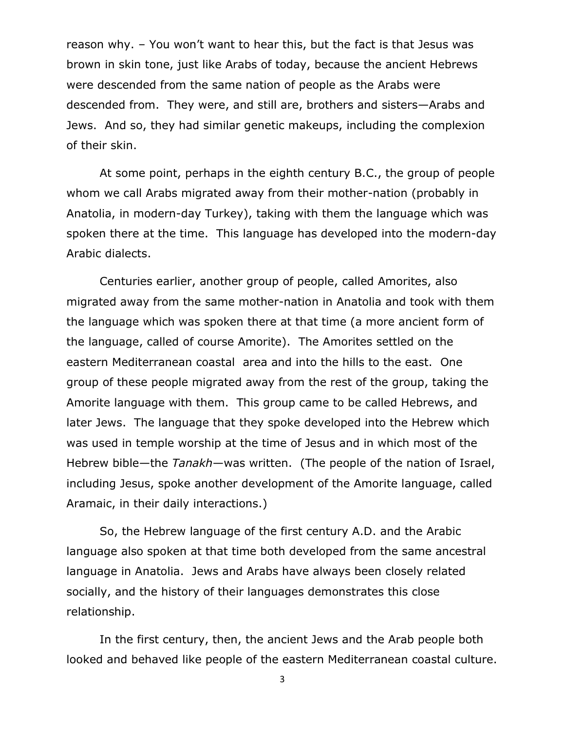reason why. – You won't want to hear this, but the fact is that Jesus was brown in skin tone, just like Arabs of today, because the ancient Hebrews were descended from the same nation of people as the Arabs were descended from. They were, and still are, brothers and sisters—Arabs and Jews. And so, they had similar genetic makeups, including the complexion of their skin.

At some point, perhaps in the eighth century B.C., the group of people whom we call Arabs migrated away from their mother-nation (probably in Anatolia, in modern-day Turkey), taking with them the language which was spoken there at the time. This language has developed into the modern-day Arabic dialects.

Centuries earlier, another group of people, called Amorites, also migrated away from the same mother-nation in Anatolia and took with them the language which was spoken there at that time (a more ancient form of the language, called of course Amorite). The Amorites settled on the eastern Mediterranean coastal area and into the hills to the east. One group of these people migrated away from the rest of the group, taking the Amorite language with them. This group came to be called Hebrews, and later Jews. The language that they spoke developed into the Hebrew which was used in temple worship at the time of Jesus and in which most of the Hebrew bible—the *Tanakh*—was written. (The people of the nation of Israel, including Jesus, spoke another development of the Amorite language, called Aramaic, in their daily interactions.)

So, the Hebrew language of the first century A.D. and the Arabic language also spoken at that time both developed from the same ancestral language in Anatolia. Jews and Arabs have always been closely related socially, and the history of their languages demonstrates this close relationship.

In the first century, then, the ancient Jews and the Arab people both looked and behaved like people of the eastern Mediterranean coastal culture.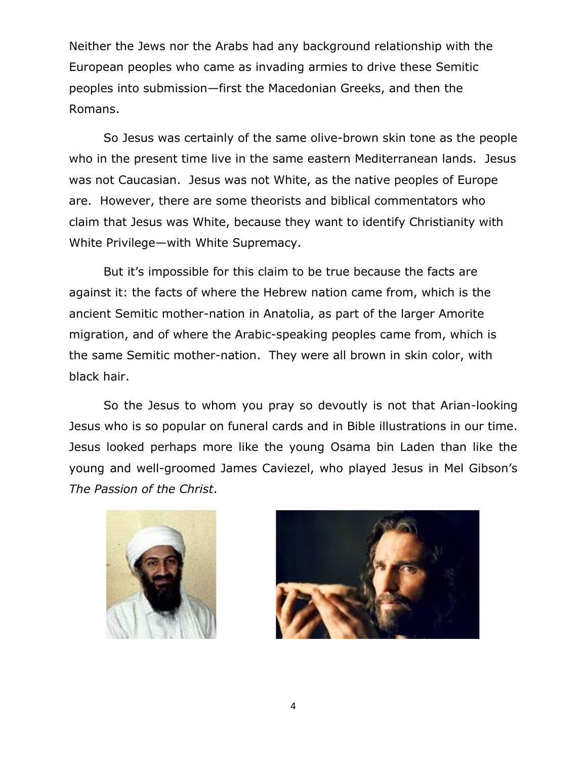Neither the Jews nor the Arabs had any background relationship with the European peoples who came as invading armies to drive these Semitic peoples into submission—first the Macedonian Greeks, and then the Romans.

So Jesus was certainly of the same olive-brown skin tone as the people who in the present time live in the same eastern Mediterranean lands. Jesus was not Caucasian. Jesus was not White, as the native peoples of Europe are. However, there are some theorists and biblical commentators who claim that Jesus was White, because they want to identify Christianity with White Privilege—with White Supremacy.

But it's impossible for this claim to be true because the facts are against it: the facts of where the Hebrew nation came from, which is the ancient Semitic mother-nation in Anatolia, as part of the larger Amorite migration, and of where the Arabic-speaking peoples came from, which is the same Semitic mother-nation. They were all brown in skin color, with black hair.

So the Jesus to whom you pray so devoutly is not that Arian-looking Jesus who is so popular on funeral cards and in Bible illustrations in our time. Jesus looked perhaps more like the young Osama bin Laden than like the young and well-groomed James Caviezel, who played Jesus in Mel Gibson's *The Passion of the Christ*.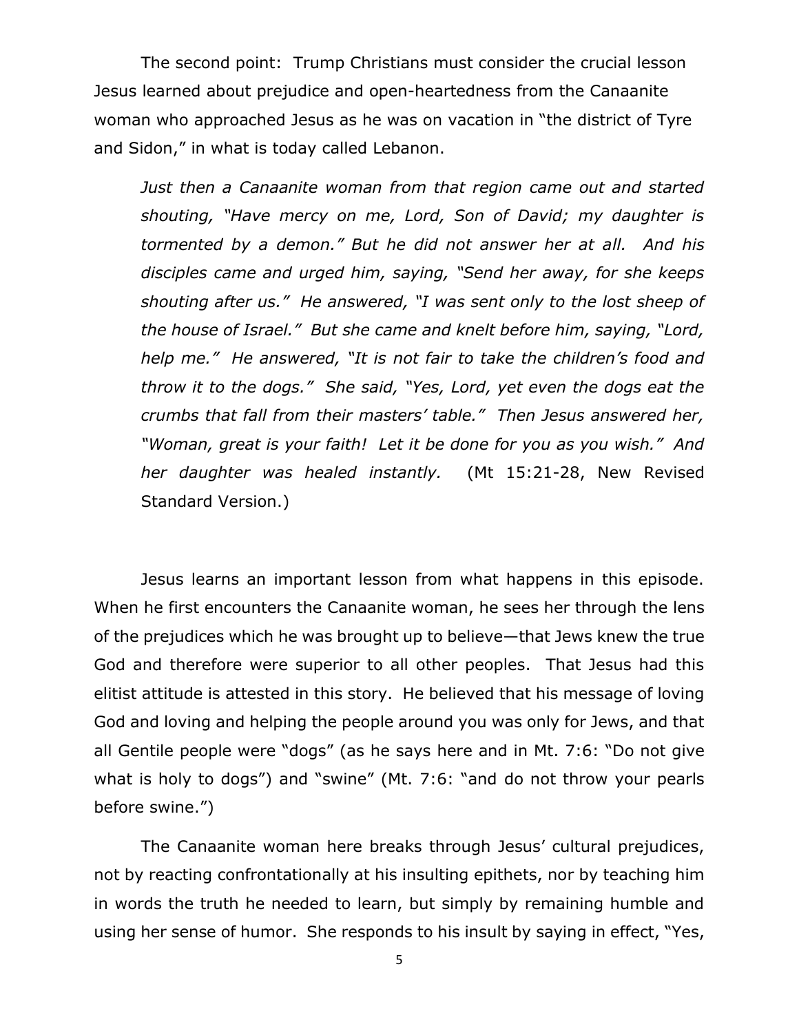The second point: Trump Christians must consider the crucial lesson Jesus learned about prejudice and open-heartedness from the Canaanite woman who approached Jesus as he was on vacation in "the district of Tyre and Sidon," in what is today called Lebanon.

> *Just then a Canaanite woman from that region came out and started shouting, "Have mercy on me, Lord, Son of David; my daughter is tormented by a demon." But he did not answer her at all. And his disciples came and urged him, saying, "Send her away, for she keeps shouting after us." He answered, "I was sent only to the lost sheep of the house of Israel." But she came and knelt before him, saying, "Lord, help me." He answered, "It is not fair to take the children's food and throw it to the dogs." She said, "Yes, Lord, yet even the dogs eat the crumbs that fall from their masters' table." Then Jesus answered her, "Woman, great is your faith! Let it be done for you as you wish." And her daughter was healed instantly.* (Mt 15:21-28, New Revised Standard Version.)

Jesus learns an important lesson from what happens in this episode. When he first encounters the Canaanite woman, he sees her through the lens of the prejudices which he was brought up to believe—that Jews knew the true God and therefore were superior to all other peoples. That Jesus had this elitist attitude is attested in this story. He believed that his message of loving God and loving and helping the people around you was only for Jews, and that all Gentile people were "dogs" (as he says here and in Mt. 7:6: "Do not give what is holy to dogs") and "swine" (Mt. 7:6: "and do not throw your pearls before swine.")

The Canaanite woman here breaks through Jesus' cultural prejudices, not by reacting confrontationally at his insulting epithets, nor by teaching him in words the truth he needed to learn, but simply by remaining humble and using her sense of humor. She responds to his insult by saying in effect, "Yes,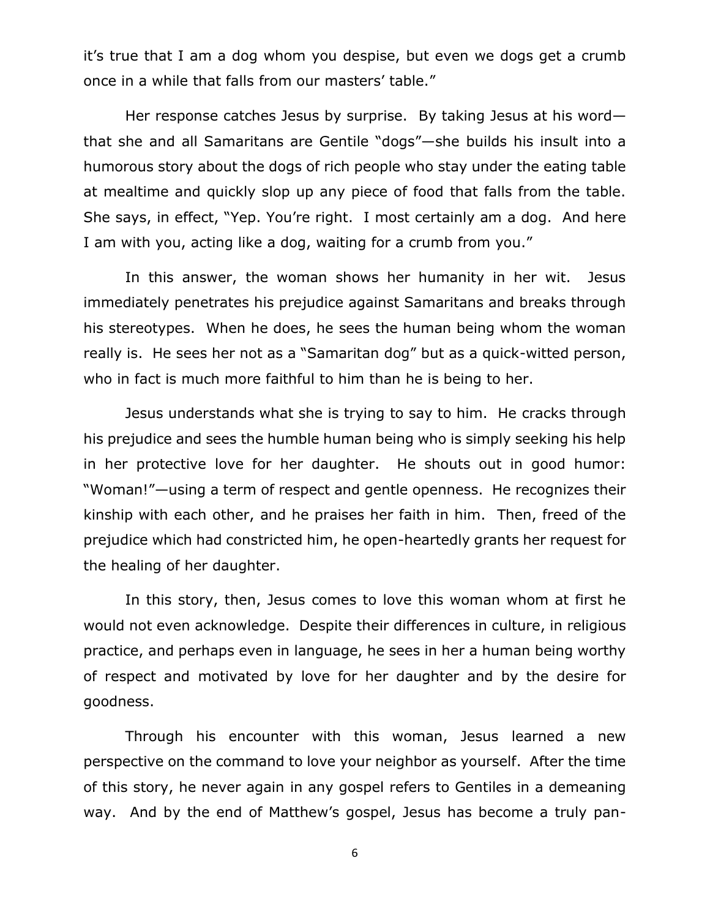it's true that I am a dog whom you despise, but even we dogs get a crumb once in a while that falls from our masters' table."

Her response catches Jesus by surprise. By taking Jesus at his word—that she and all Samaritans are Gentile "dogs"—she builds his insult into a humorous story about the dogs of rich people who stay under the eating table at mealtime and quickly slop up any piece of food that falls from the table. She says, in effect, "Yep. You're right. I most certainly am a dog. And here I am with you, acting like a dog, waiting for a crumb from you."

In this answer, the woman shows her humanity in her wit. Jesus immediately penetrates his prejudice against Samaritans and breaks through his stereotypes. When he does, he sees the human being whom the woman really is. He sees her not as a "Samaritan dog" but as a quick-witted person, who in fact is much more faithful to him than he is being to her.

Jesus understands what she is trying to say to him. He cracks through his prejudice and sees the humble human being who is simply seeking his help in her protective love for her daughter. He shouts out in good humor: "Woman!"—using a term of respect and gentle openness. He recognizes their kinship with each other, and he praises her faith in him. Then, freed of the prejudice which had constricted him, he open-heartedly grants her request for the healing of her daughter.

In this story, then, Jesus comes to love this woman whom at first he would not even acknowledge. Despite their differences in culture, in religious practice, and perhaps even in language, he sees in her a human being worthy of respect and motivated by love for her daughter and by the desire for goodness.

Through his encounter with this woman, Jesus learned a new perspective on the command to love your neighbor as yourself. After the time of this story, he never again in any gospel refers to Gentiles in a demeaning way. And by the end of Matthew's gospel, Jesus has become a truly pan-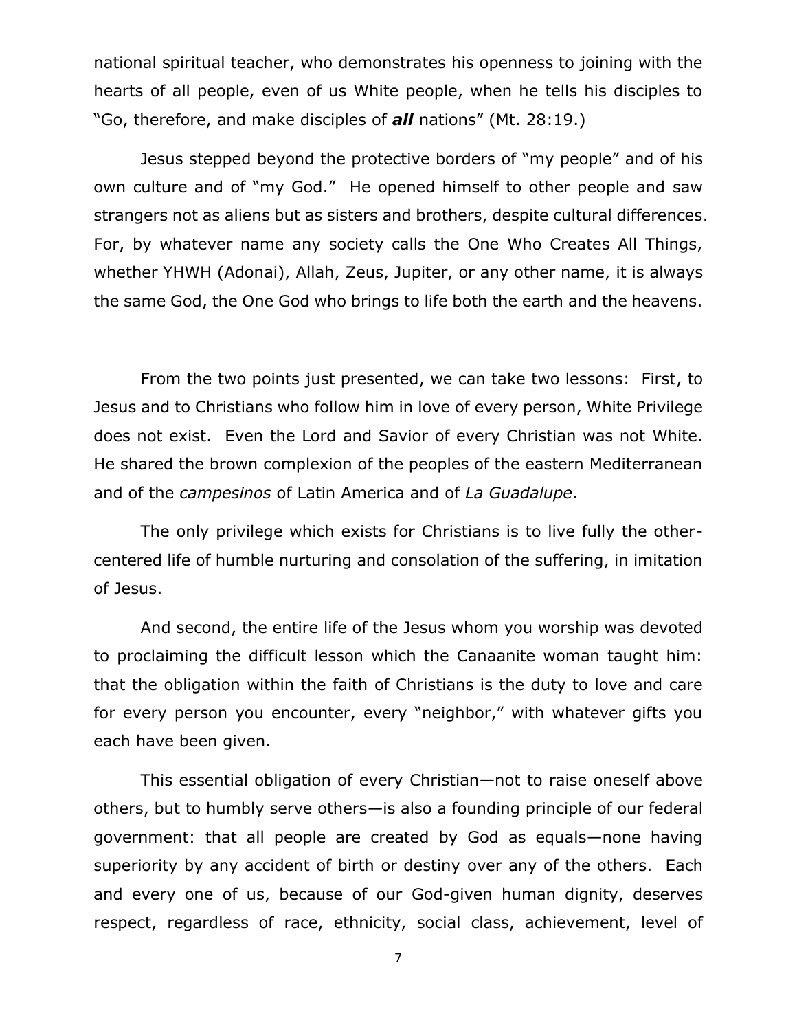national spiritual teacher, who demonstrates his openness to joining with the hearts of all people, even of us White people, when he tells his disciples to "Go, therefore, and make disciples of ***all*** nations" (Mt. 28:19.)

Jesus stepped beyond the protective borders of "my people" and of his own culture and of "my God." He opened himself to other people and saw strangers not as aliens but as sisters and brothers, despite cultural differences. For, by whatever name any society calls the One Who Creates All Things, whether YHWH (Adonai), Allah, Zeus, Jupiter, or any other name, it is always the same God, the One God who brings to life both the earth and the heavens.

From the two points just presented, we can take two lessons: First, to Jesus and to Christians who follow him in love of every person, White Privilege does not exist. Even the Lord and Savior of every Christian was not White. He shared the brown complexion of the peoples of the eastern Mediterranean and of the *campesinos* of Latin America and of *La Guadalupe*.

The only privilege which exists for Christians is to live fully the other-centered life of humble nurturing and consolation of the suffering, in imitation of Jesus.

And second, the entire life of the Jesus whom you worship was devoted to proclaiming the difficult lesson which the Canaanite woman taught him: that the obligation within the faith of Christians is the duty to love and care for every person you encounter, every "neighbor," with whatever gifts you each have been given.

This essential obligation of every Christian—not to raise oneself above others, but to humbly serve others—is also a founding principle of our federal government: that all people are created by God as equals—none having superiority by any accident of birth or destiny over any of the others. Each and every one of us, because of our God-given human dignity, deserves respect, regardless of race, ethnicity, social class, achievement, level of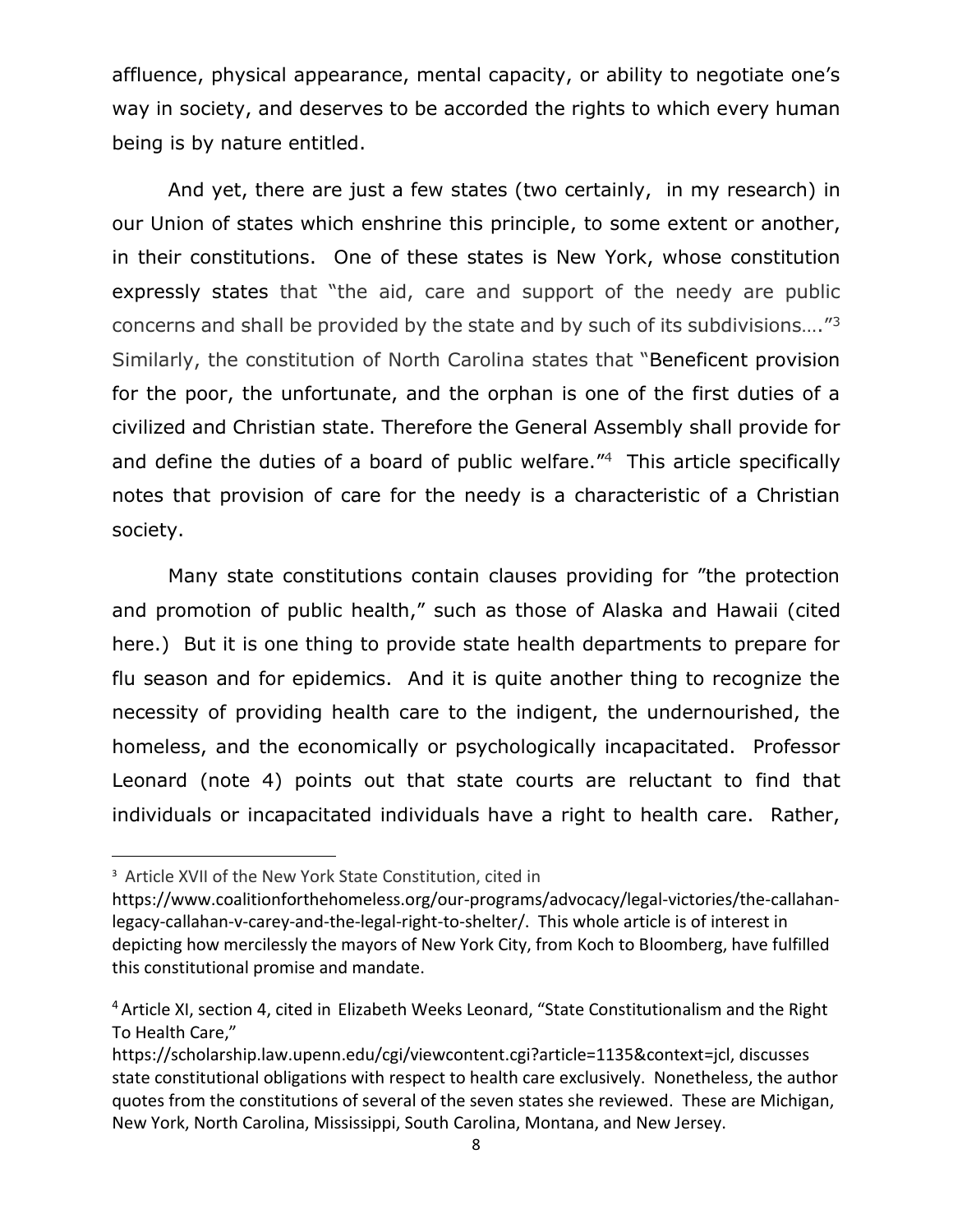affluence, physical appearance, mental capacity, or ability to negotiate one's way in society, and deserves to be accorded the rights to which every human being is by nature entitled.

And yet, there are just a few states (two certainly, in my research) in our Union of states which enshrine this principle, to some extent or another, in their constitutions. One of these states is New York, whose constitution expressly states that "the aid, care and support of the needy are public concerns and shall be provided by the state and by such of its subdivisions…."[3] Similarly, the constitution of North Carolina states that "Beneficent provision for the poor, the unfortunate, and the orphan is one of the first duties of a civilized and Christian state. Therefore the General Assembly shall provide for and define the duties of a board of public welfare."[4] This article specifically notes that provision of care for the needy is a characteristic of a Christian society.

Many state constitutions contain clauses providing for "the protection and promotion of public health," such as those of Alaska and Hawaii (cited here.) But it is one thing to provide state health departments to prepare for flu season and for epidemics. And it is quite another thing to recognize the necessity of providing health care to the indigent, the undernourished, the homeless, and the economically or psychologically incapacitated. Professor Leonard (note 4) points out that state courts are reluctant to find that individuals or incapacitated individuals have a right to health care. Rather,

---

[3] Article XVII of the New York State Constitution, cited in https://www.coalitionforthehomeless.org/our-programs/advocacy/legal-victories/the-callahan-legacy-callahan-v-carey-and-the-legal-right-to-shelter/. This whole article is of interest in depicting how mercilessly the mayors of New York City, from Koch to Bloomberg, have fulfilled this constitutional promise and mandate.

[4] Article XI, section 4, cited in Elizabeth Weeks Leonard, "State Constitutionalism and the Right To Health Care," https://scholarship.law.upenn.edu/cgi/viewcontent.cgi?article=1135&context=jcl, discusses state constitutional obligations with respect to health care exclusively. Nonetheless, the author quotes from the constitutions of several of the seven states she reviewed. These are Michigan, New York, North Carolina, Mississippi, South Carolina, Montana, and New Jersey.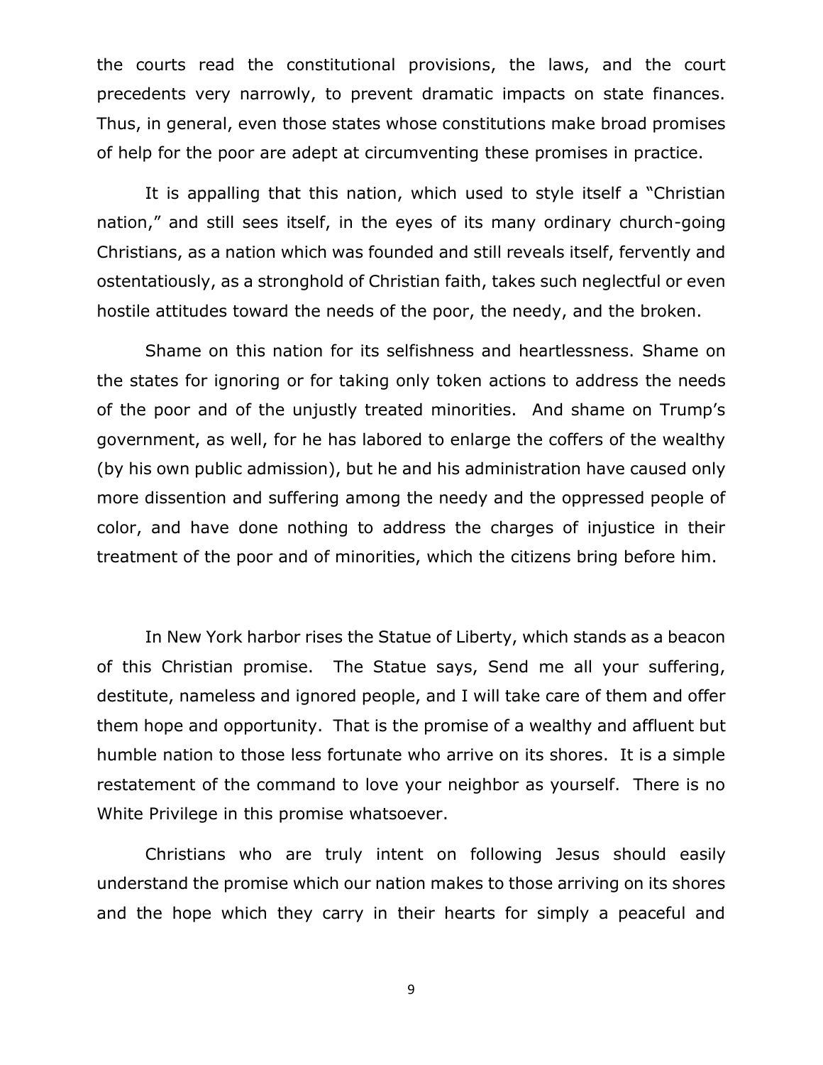the courts read the constitutional provisions, the laws, and the court precedents very narrowly, to prevent dramatic impacts on state finances. Thus, in general, even those states whose constitutions make broad promises of help for the poor are adept at circumventing these promises in practice.

It is appalling that this nation, which used to style itself a "Christian nation," and still sees itself, in the eyes of its many ordinary church-going Christians, as a nation which was founded and still reveals itself, fervently and ostentatiously, as a stronghold of Christian faith, takes such neglectful or even hostile attitudes toward the needs of the poor, the needy, and the broken.

Shame on this nation for its selfishness and heartlessness. Shame on the states for ignoring or for taking only token actions to address the needs of the poor and of the unjustly treated minorities. And shame on Trump's government, as well, for he has labored to enlarge the coffers of the wealthy (by his own public admission), but he and his administration have caused only more dissention and suffering among the needy and the oppressed people of color, and have done nothing to address the charges of injustice in their treatment of the poor and of minorities, which the citizens bring before him.

In New York harbor rises the Statue of Liberty, which stands as a beacon of this Christian promise. The Statue says, Send me all your suffering, destitute, nameless and ignored people, and I will take care of them and offer them hope and opportunity. That is the promise of a wealthy and affluent but humble nation to those less fortunate who arrive on its shores. It is a simple restatement of the command to love your neighbor as yourself. There is no White Privilege in this promise whatsoever.

Christians who are truly intent on following Jesus should easily understand the promise which our nation makes to those arriving on its shores and the hope which they carry in their hearts for simply a peaceful and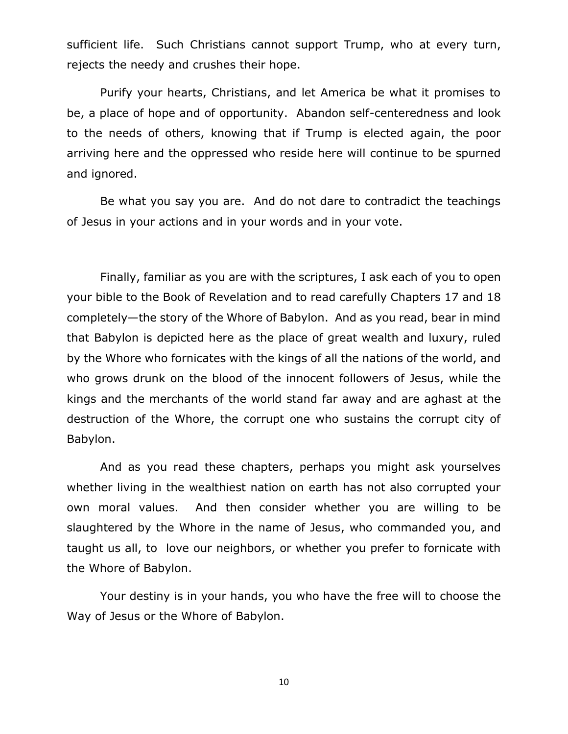sufficient life. Such Christians cannot support Trump, who at every turn, rejects the needy and crushes their hope.

Purify your hearts, Christians, and let America be what it promises to be, a place of hope and of opportunity. Abandon self-centeredness and look to the needs of others, knowing that if Trump is elected again, the poor arriving here and the oppressed who reside here will continue to be spurned and ignored.

Be what you say you are. And do not dare to contradict the teachings of Jesus in your actions and in your words and in your vote.

Finally, familiar as you are with the scriptures, I ask each of you to open your bible to the Book of Revelation and to read carefully Chapters 17 and 18 completely—the story of the Whore of Babylon. And as you read, bear in mind that Babylon is depicted here as the place of great wealth and luxury, ruled by the Whore who fornicates with the kings of all the nations of the world, and who grows drunk on the blood of the innocent followers of Jesus, while the kings and the merchants of the world stand far away and are aghast at the destruction of the Whore, the corrupt one who sustains the corrupt city of Babylon.

And as you read these chapters, perhaps you might ask yourselves whether living in the wealthiest nation on earth has not also corrupted your own moral values. And then consider whether you are willing to be slaughtered by the Whore in the name of Jesus, who commanded you, and taught us all, to love our neighbors, or whether you prefer to fornicate with the Whore of Babylon.

Your destiny is in your hands, you who have the free will to choose the Way of Jesus or the Whore of Babylon.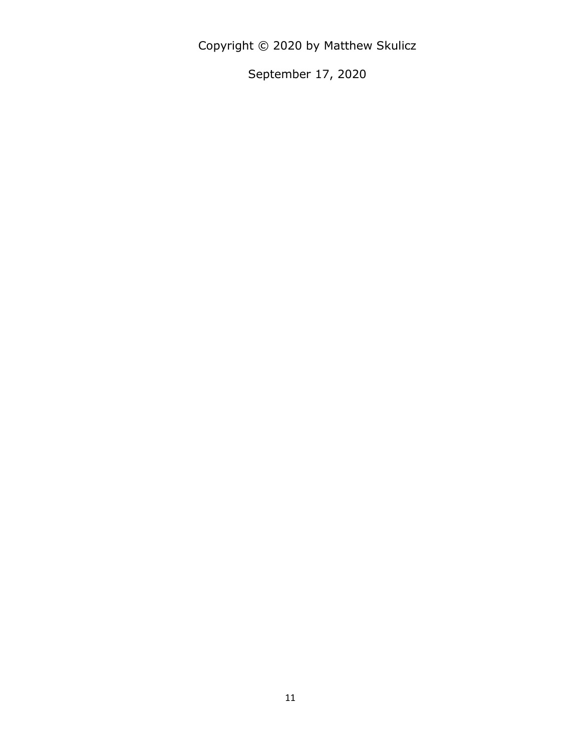Copyright © 2020 by Matthew Skulicz

September 17, 2020